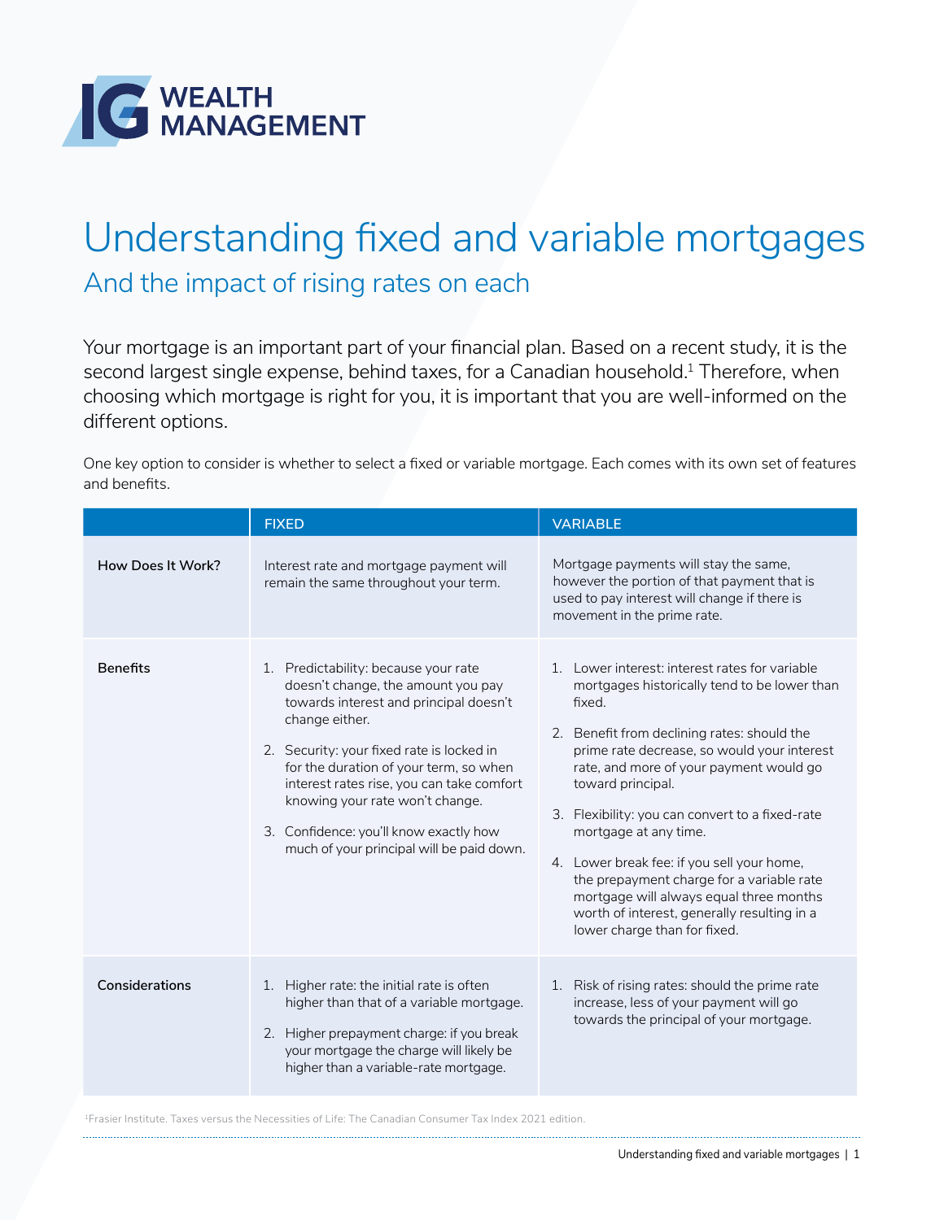IG WEALTH MANAGEMENT

# Understanding fixed and variable mortgages

## And the impact of rising rates on each

Your mortgage is an important part of your financial plan. Based on a recent study, it is the second largest single expense, behind taxes, for a Canadian household.[1] Therefore, when choosing which mortgage is right for you, it is important that you are well-informed on the different options.

One key option to consider is whether to select a fixed or variable mortgage. Each comes with its own set of features and benefits.

| | FIXED | VARIABLE |
|---|---|---|
| **How Does It Work?** | Interest rate and mortgage payment will remain the same throughout your term. | Mortgage payments will stay the same, however the portion of that payment that is used to pay interest will change if there is movement in the prime rate. |
| **Benefits** | 1. Predictability: because your rate doesn't change, the amount you pay towards interest and principal doesn't change either.<br>2. Security: your fixed rate is locked in for the duration of your term, so when interest rates rise, you can take comfort knowing your rate won't change.<br>3. Confidence: you'll know exactly how much of your principal will be paid down. | 1. Lower interest: interest rates for variable mortgages historically tend to be lower than fixed.<br>2. Benefit from declining rates: should the prime rate decrease, so would your interest rate, and more of your payment would go toward principal.<br>3. Flexibility: you can convert to a fixed-rate mortgage at any time.<br>4. Lower break fee: if you sell your home, the prepayment charge for a variable rate mortgage will always equal three months worth of interest, generally resulting in a lower charge than for fixed. |
| **Considerations** | 1. Higher rate: the initial rate is often higher than that of a variable mortgage.<br>2. Higher prepayment charge: if you break your mortgage the charge will likely be higher than a variable-rate mortgage. | 1. Risk of rising rates: should the prime rate increase, less of your payment will go towards the principal of your mortgage. |

[1]Frasier Institute. Taxes versus the Necessities of Life: The Canadian Consumer Tax Index 2021 edition.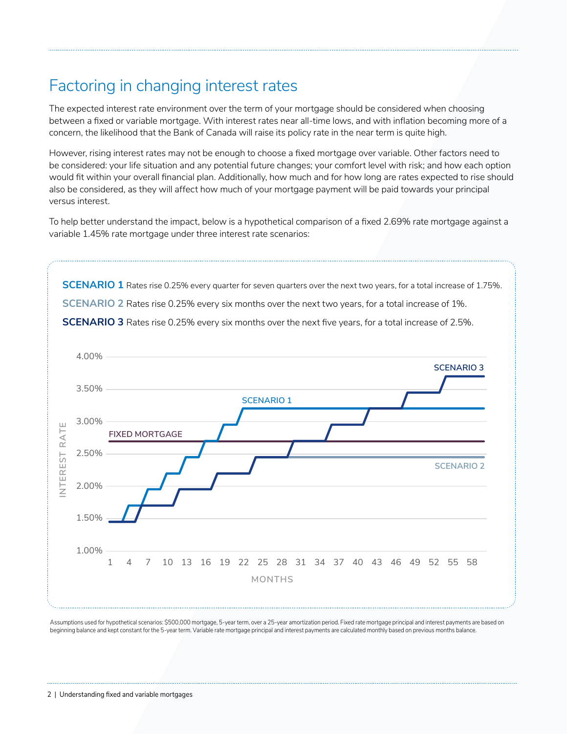## Factoring in changing interest rates

The expected interest rate environment over the term of your mortgage should be considered when choosing between a fixed or variable mortgage. With interest rates near all-time lows, and with inflation becoming more of a concern, the likelihood that the Bank of Canada will raise its policy rate in the near term is quite high.

However, rising interest rates may not be enough to choose a fixed mortgage over variable. Other factors need to be considered: your life situation and any potential future changes; your comfort level with risk; and how each option would fit within your overall financial plan. Additionally, how much and for how long are rates expected to rise should also be considered, as they will affect how much of your mortgage payment will be paid towards your principal versus interest.

To help better understand the impact, below is a hypothetical comparison of a fixed 2.69% rate mortgage against a variable 1.45% rate mortgage under three interest rate scenarios:

**SCENARIO 1** Rates rise 0.25% every quarter for seven quarters over the next two years, for a total increase of 1.75%.

**SCENARIO 2** Rates rise 0.25% every six months over the next two years, for a total increase of 1%.

**SCENARIO 3** Rates rise 0.25% every six months over the next five years, for a total increase of 2.5%.

Assumptions used for hypothetical scenarios: $500,000 mortgage, 5-year term, over a 25-year amortization period. Fixed rate mortgage principal and interest payments are based on beginning balance and kept constant for the 5-year term. Variable rate mortgage principal and interest payments are calculated monthly based on previous months balance.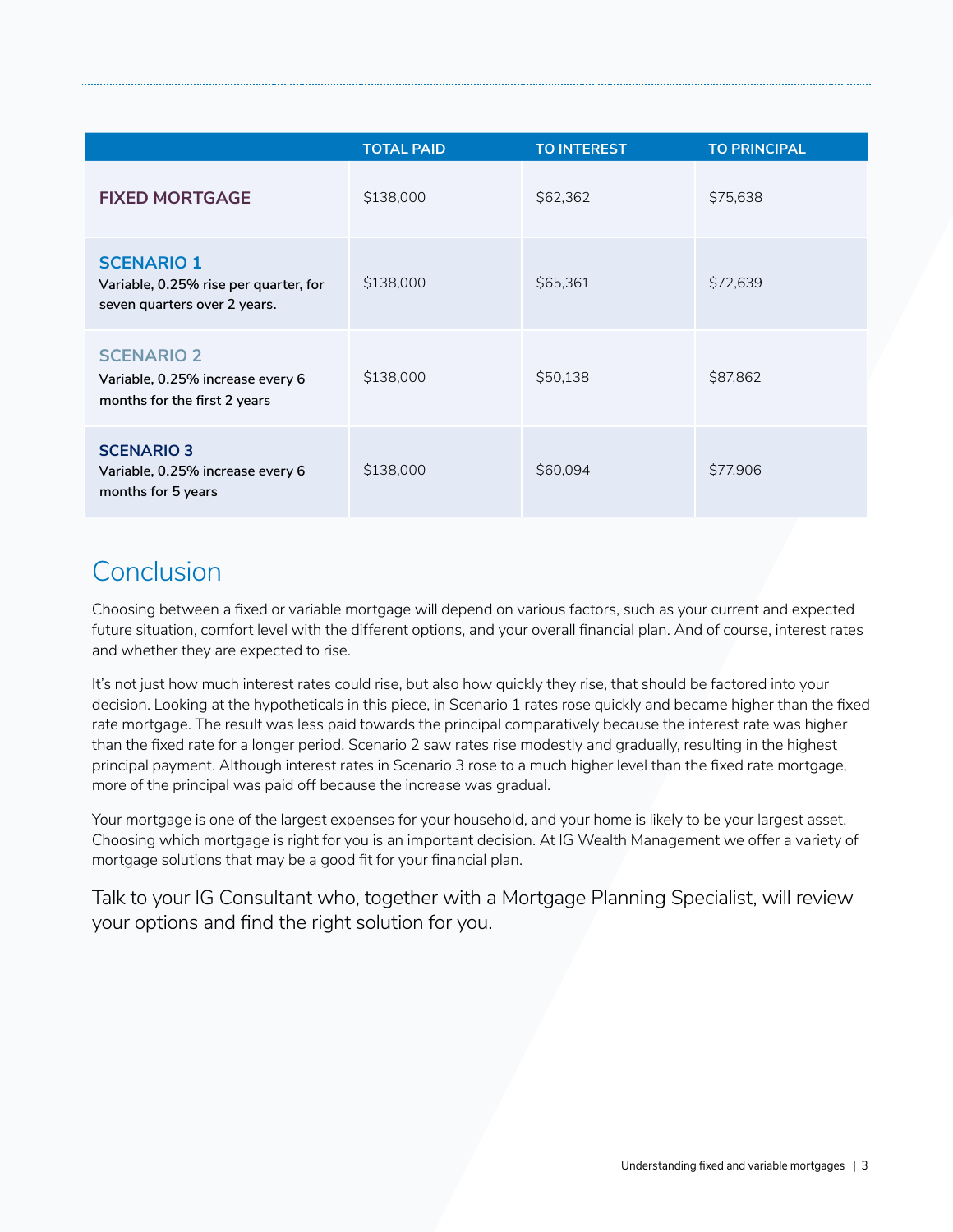| | TOTAL PAID | TO INTEREST | TO PRINCIPAL |
|---|---|---|---|
| **FIXED MORTGAGE** | $138,000 | $62,362 | $75,638 |
| **SCENARIO 1**<br>Variable, 0.25% rise per quarter, for seven quarters over 2 years. | $138,000 | $65,361 | $72,639 |
| **SCENARIO 2**<br>Variable, 0.25% increase every 6 months for the first 2 years | $138,000 | $50,138 | $87,862 |
| **SCENARIO 3**<br>Variable, 0.25% increase every 6 months for 5 years | $138,000 | $60,094 | $77,906 |

## Conclusion

Choosing between a fixed or variable mortgage will depend on various factors, such as your current and expected future situation, comfort level with the different options, and your overall financial plan. And of course, interest rates and whether they are expected to rise.

It's not just how much interest rates could rise, but also how quickly they rise, that should be factored into your decision. Looking at the hypotheticals in this piece, in Scenario 1 rates rose quickly and became higher than the fixed rate mortgage. The result was less paid towards the principal comparatively because the interest rate was higher than the fixed rate for a longer period. Scenario 2 saw rates rise modestly and gradually, resulting in the highest principal payment. Although interest rates in Scenario 3 rose to a much higher level than the fixed rate mortgage, more of the principal was paid off because the increase was gradual.

Your mortgage is one of the largest expenses for your household, and your home is likely to be your largest asset. Choosing which mortgage is right for you is an important decision. At IG Wealth Management we offer a variety of mortgage solutions that may be a good fit for your financial plan.

Talk to your IG Consultant who, together with a Mortgage Planning Specialist, will review your options and find the right solution for you.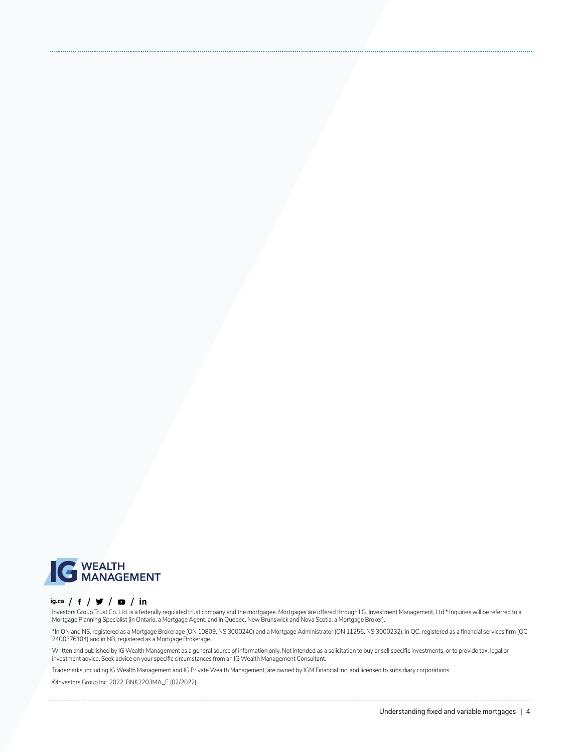IG WEALTH MANAGEMENT

ig.ca / f / / / in

Investors Group Trust Co. Ltd. is a federally regulated trust company and the mortgagee. Mortgages are offered through I.G. Investment Management, Ltd.* Inquiries will be referred to a Mortgage Planning Specialist (in Ontario, a Mortgage Agent, and in Quebec, New Brunswick and Nova Scotia, a Mortgage Broker).

*In ON and NS, registered as a Mortgage Brokerage (ON 10809, NS 3000240) and a Mortgage Administrator (ON 11256, NS 3000232), in QC, registered as a financial services firm (QC 2400376104) and in NB, registered as a Mortgage Brokerage.

Written and published by IG Wealth Management as a general source of information only. Not intended as a solicitation to buy or sell specific investments, or to provide tax, legal or investment advice. Seek advice on your specific circumstances from an IG Wealth Management Consultant.

Trademarks, including IG Wealth Management and IG Private Wealth Management, are owned by IGM Financial Inc. and licensed to subsidiary corporations.

©Investors Group Inc. 2022 BNK2203MA_E (02/2022)